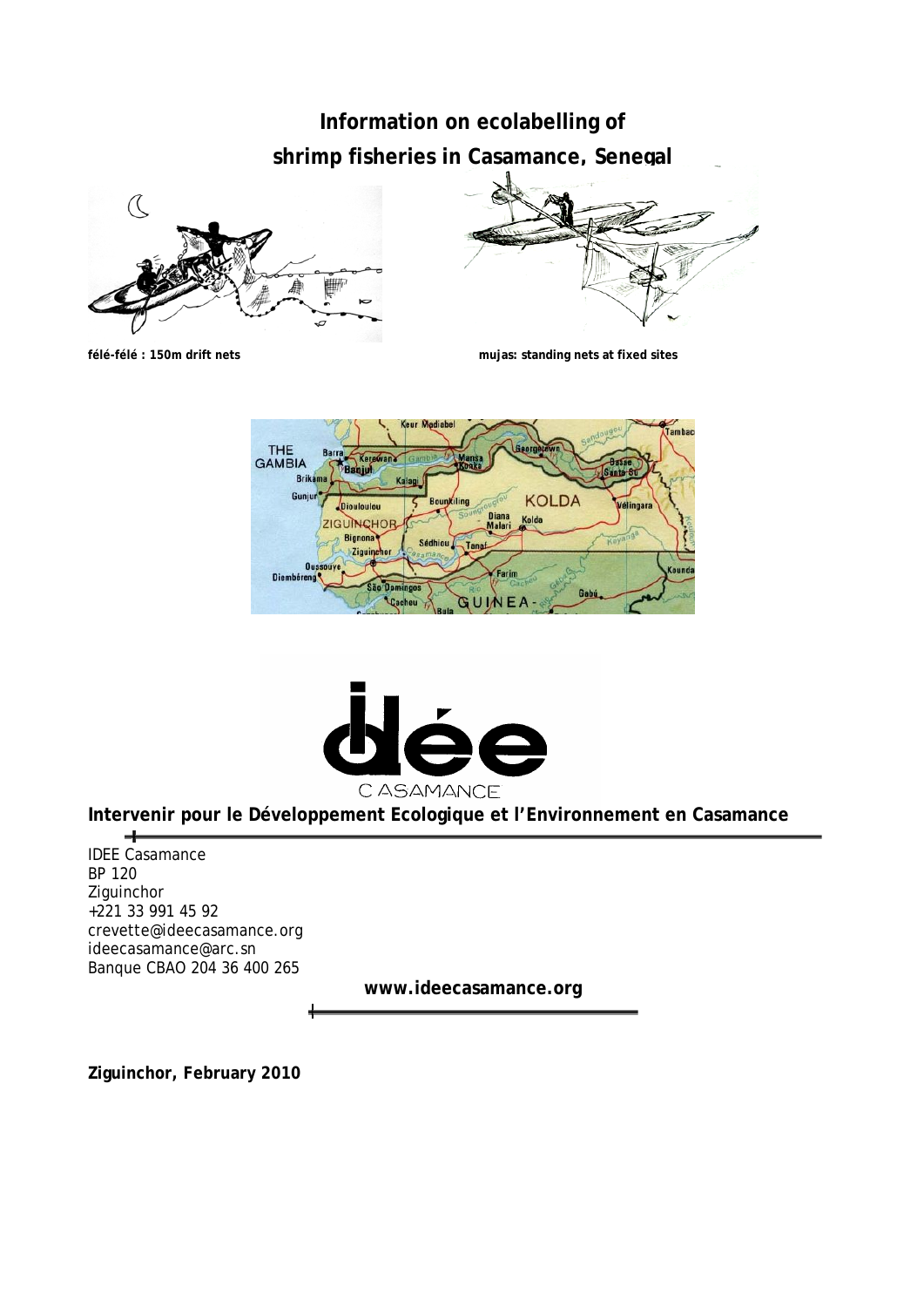# Information on ecolabelling of shrimp fisheries in Casamance, Senegal

**félé-félé : 150m drift nets**

**mujas: standing nets at fixed sites**

**Intervenir pour le Développement Ecologique et l'Environnement en Casamance**

IDEE Casamance
BP 120
Ziguinchor
+221 33 991 45 92
crevette@ideecasamance.org
ideecasamance@arc.sn
Banque CBAO 204 36 400 265

**www.ideecasamance.org**

**Ziguinchor, February 2010**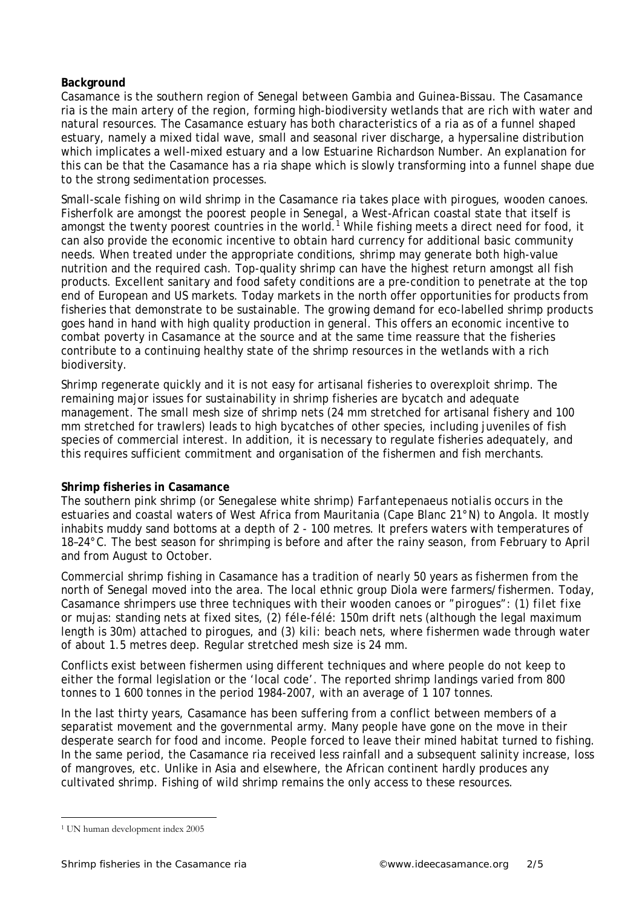**Background**

Casamance is the southern region of Senegal between Gambia and Guinea-Bissau. The Casamance ria is the main artery of the region, forming high-biodiversity wetlands that are rich with water and natural resources. The Casamance estuary has both characteristics of a ria as of a funnel shaped estuary, namely a mixed tidal wave, small and seasonal river discharge, a hypersaline distribution which implicates a well-mixed estuary and a low Estuarine Richardson Number. An explanation for this can be that the Casamance has a ria shape which is slowly transforming into a funnel shape due to the strong sedimentation processes.

Small-scale fishing on wild shrimp in the Casamance ria takes place with pirogues, wooden canoes. Fisherfolk are amongst the poorest people in Senegal, a West-African coastal state that itself is amongst the twenty poorest countries in the world.[1] While fishing meets a direct need for food, it can also provide the economic incentive to obtain hard currency for additional basic community needs. When treated under the appropriate conditions, shrimp may generate both high-value nutrition and the required cash. Top-quality shrimp can have the highest return amongst all fish products. Excellent sanitary and food safety conditions are a pre-condition to penetrate at the top end of European and US markets. Today markets in the north offer opportunities for products from fisheries that demonstrate to be sustainable. The growing demand for eco-labelled shrimp products goes hand in hand with high quality production in general. This offers an economic incentive to combat poverty in Casamance at the source and at the same time reassure that the fisheries contribute to a continuing healthy state of the shrimp resources in the wetlands with a rich biodiversity.

Shrimp regenerate quickly and it is not easy for artisanal fisheries to overexploit shrimp. The remaining major issues for sustainability in shrimp fisheries are bycatch and adequate management. The small mesh size of shrimp nets (24 mm stretched for artisanal fishery and 100 mm stretched for trawlers) leads to high bycatches of other species, including juveniles of fish species of commercial interest. In addition, it is necessary to regulate fisheries adequately, and this requires sufficient commitment and organisation of the fishermen and fish merchants.

**Shrimp fisheries in Casamance**

The southern pink shrimp (or Senegalese white shrimp) *Farfantepenaeus notialis* occurs in the estuaries and coastal waters of West Africa from Mauritania (Cape Blanc 21°N) to Angola. It mostly inhabits muddy sand bottoms at a depth of 2 - 100 metres. It prefers waters with temperatures of 18–24°C. The best season for shrimping is before and after the rainy season, from February to April and from August to October.

Commercial shrimp fishing in Casamance has a tradition of nearly 50 years as fishermen from the north of Senegal moved into the area. The local ethnic group Diola were farmers/fishermen. Today, Casamance shrimpers use three techniques with their wooden canoes or "*pirogues*": (1) *filet fixe* or *mujas*: standing nets at fixed sites, (2) *féle-félé*: 150m drift nets (although the legal maximum length is 30m) attached to pirogues, and (3) *kili*: beach nets, where fishermen wade through water of about 1.5 metres deep. Regular stretched mesh size is 24 mm.

Conflicts exist between fishermen using different techniques and where people do not keep to either the formal legislation or the 'local code'. The reported shrimp landings varied from 800 tonnes to 1 600 tonnes in the period 1984-2007, with an average of 1 107 tonnes.

In the last thirty years, Casamance has been suffering from a conflict between members of a separatist movement and the governmental army. Many people have gone on the move in their desperate search for food and income. People forced to leave their mined habitat turned to fishing. In the same period, the Casamance ria received less rainfall and a subsequent salinity increase, loss of mangroves, etc. Unlike in Asia and elsewhere, the African continent hardly produces any cultivated shrimp. Fishing of wild shrimp remains the only access to these resources.

[1] UN human development index 2005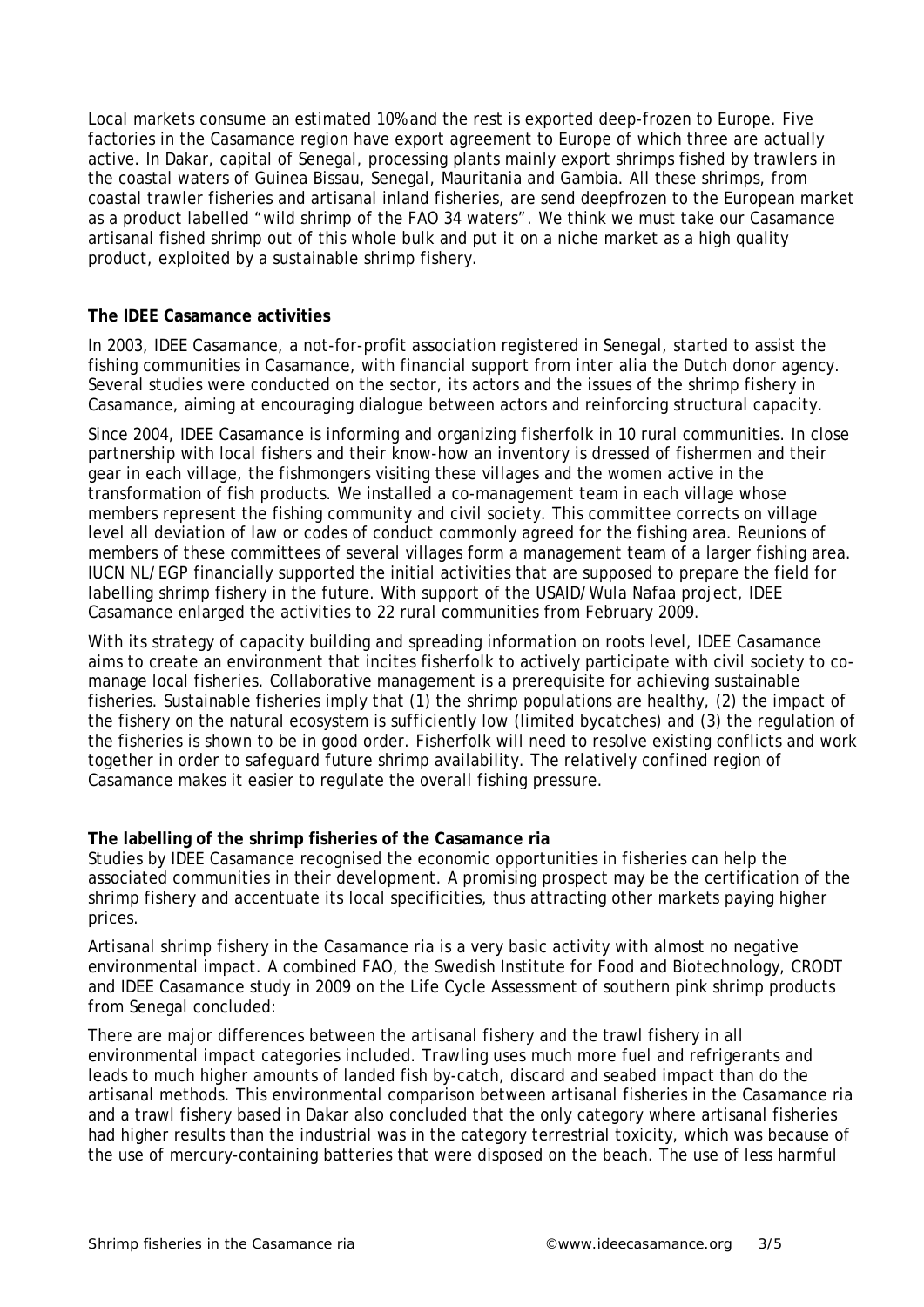Local markets consume an estimated 10% and the rest is exported deep-frozen to Europe. Five factories in the Casamance region have export agreement to Europe of which three are actually active. In Dakar, capital of Senegal, processing plants mainly export shrimps fished by trawlers in the coastal waters of Guinea Bissau, Senegal, Mauritania and Gambia. All these shrimps, from coastal trawler fisheries and artisanal inland fisheries, are send deepfrozen to the European market as a product labelled "wild shrimp of the FAO 34 waters". We think we must take our Casamance artisanal fished shrimp out of this whole bulk and put it on a niche market as a high quality product, exploited by a sustainable shrimp fishery.

**The IDEE Casamance activities**

In 2003, IDEE Casamance, a not-for-profit association registered in Senegal, started to assist the fishing communities in Casamance, with financial support from *inter alia* the Dutch donor agency. Several studies were conducted on the sector, its actors and the issues of the shrimp fishery in Casamance, aiming at encouraging dialogue between actors and reinforcing structural capacity.

Since 2004, IDEE Casamance is informing and organizing fisherfolk in 10 rural communities. In close partnership with local fishers and their know-how an inventory is dressed of fishermen and their gear in each village, the fishmongers visiting these villages and the women active in the transformation of fish products. We installed a co-management team in each village whose members represent the fishing community and civil society. This committee corrects on village level all deviation of law or codes of conduct commonly agreed for the fishing area. Reunions of members of these committees of several villages form a management team of a larger fishing area. IUCN NL/EGP financially supported the initial activities that are supposed to prepare the field for labelling shrimp fishery in the future. With support of the USAID/Wula Nafaa project, IDEE Casamance enlarged the activities to 22 rural communities from February 2009.

With its strategy of capacity building and spreading information on roots level, IDEE Casamance aims to create an environment that incites fisherfolk to actively participate with civil society to co-manage local fisheries. Collaborative management is a prerequisite for achieving sustainable fisheries. Sustainable fisheries imply that (1) the shrimp populations are healthy, (2) the impact of the fishery on the natural ecosystem is sufficiently low (limited bycatches) and (3) the regulation of the fisheries is shown to be in good order. Fisherfolk will need to resolve existing conflicts and work together in order to safeguard future shrimp availability. The relatively confined region of Casamance makes it easier to regulate the overall fishing pressure.

**The labelling of the shrimp fisheries of the Casamance ria**

Studies by IDEE Casamance recognised the economic opportunities in fisheries can help the associated communities in their development. A promising prospect may be the certification of the shrimp fishery and accentuate its local specificities, thus attracting other markets paying higher prices.

Artisanal shrimp fishery in the Casamance ria is a very basic activity with almost no negative environmental impact. A combined FAO, the Swedish Institute for Food and Biotechnology, CRODT and IDEE Casamance study in 2009 on the Life Cycle Assessment of southern pink shrimp products from Senegal concluded:

There are major differences between the artisanal fishery and the trawl fishery in all environmental impact categories included. Trawling uses much more fuel and refrigerants and leads to much higher amounts of landed fish by-catch, discard and seabed impact than do the artisanal methods. This environmental comparison between artisanal fisheries in the Casamance ria and a trawl fishery based in Dakar also concluded that the only category where artisanal fisheries had higher results than the industrial was in the category terrestrial toxicity, which was because of the use of mercury-containing batteries that were disposed on the beach. The use of less harmful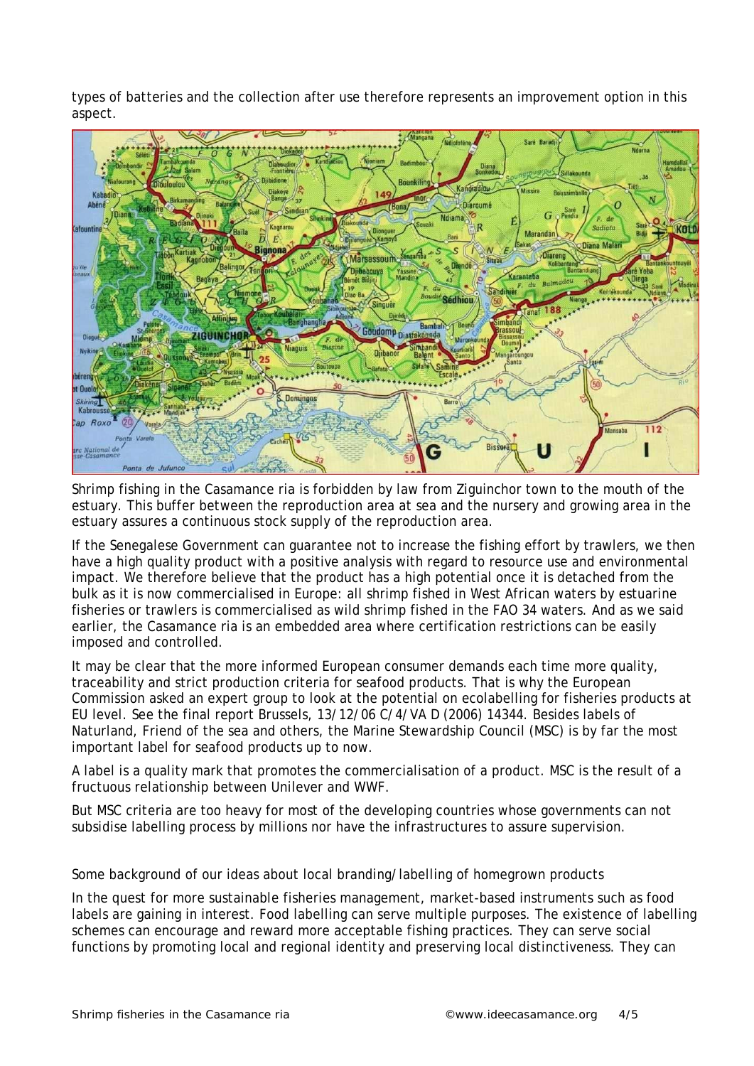types of batteries and the collection after use therefore represents an improvement option in this aspect.

Shrimp fishing in the Casamance ria is forbidden by law from Ziguinchor town to the mouth of the estuary. This buffer between the reproduction area at sea and the nursery and growing area in the estuary assures a continuous stock supply of the reproduction area.

If the Senegalese Government can guarantee not to increase the fishing effort by trawlers, we then have a high quality product with a positive analysis with regard to resource use and environmental impact. We therefore believe that the product has a high potential once it is detached from the bulk as it is now commercialised in Europe: all shrimp fished in West African waters by estuarine fisheries or trawlers is commercialised as wild shrimp fished in the FAO 34 waters. And as we said earlier, the Casamance ria is an embedded area where certification restrictions can be easily imposed and controlled.

It may be clear that the more informed European consumer demands each time more quality, traceability and strict production criteria for seafood products. That is why the European Commission asked an expert group to look at the potential on ecolabelling for fisheries products at EU level. See the final report Brussels, 13/12/06 C/4/VA D (2006) 14344. Besides labels of Naturland, Friend of the sea and others, the Marine Stewardship Council (MSC) is by far the most important label for seafood products up to now.

A label is a quality mark that promotes the commercialisation of a product. MSC is the result of a fructuous relationship between Unilever and WWF.

But MSC criteria are too heavy for most of the developing countries whose governments can not subsidise labelling process by millions nor have the infrastructures to assure supervision.

Some background of our ideas about local branding/labelling of homegrown products

In the quest for more sustainable fisheries management, market-based instruments such as food labels are gaining in interest. Food labelling can serve multiple purposes. The existence of labelling schemes can encourage and reward more acceptable fishing practices. They can serve social functions by promoting local and regional identity and preserving local distinctiveness. They can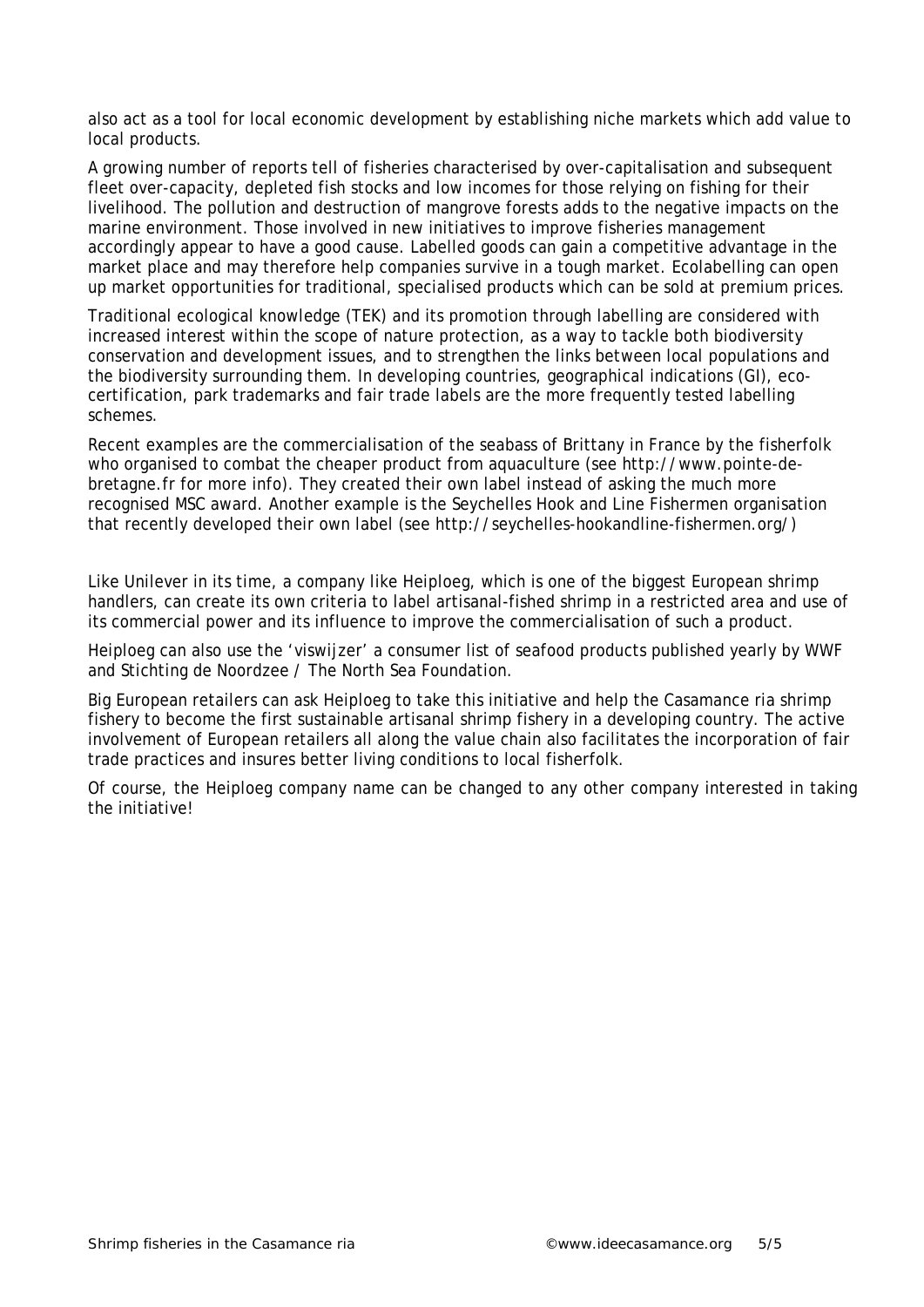also act as a tool for local economic development by establishing niche markets which add value to local products.

A growing number of reports tell of fisheries characterised by over-capitalisation and subsequent fleet over-capacity, depleted fish stocks and low incomes for those relying on fishing for their livelihood. The pollution and destruction of mangrove forests adds to the negative impacts on the marine environment. Those involved in new initiatives to improve fisheries management accordingly appear to have a good cause. Labelled goods can gain a competitive advantage in the market place and may therefore help companies survive in a tough market. Ecolabelling can open up market opportunities for traditional, specialised products which can be sold at premium prices.

Traditional ecological knowledge (TEK) and its promotion through labelling are considered with increased interest within the scope of nature protection, as a way to tackle both biodiversity conservation and development issues, and to strengthen the links between local populations and the biodiversity surrounding them. In developing countries, geographical indications (GI), eco-certification, park trademarks and fair trade labels are the more frequently tested labelling schemes.

Recent examples are the commercialisation of the seabass of Brittany in France by the fisherfolk who organised to combat the cheaper product from aquaculture (see http://www.pointe-de-bretagne.fr for more info). They created their own label instead of asking the much more recognised MSC award. Another example is the Seychelles Hook and Line Fishermen organisation that recently developed their own label (see http://seychelles-hookandline-fishermen.org/)

Like Unilever in its time, a company like Heiploeg, which is one of the biggest European shrimp handlers, can create its own criteria to label artisanal-fished shrimp in a restricted area and use of its commercial power and its influence to improve the commercialisation of such a product.

Heiploeg can also use the 'viswijzer' a consumer list of seafood products published yearly by WWF and Stichting de Noordzee / The North Sea Foundation.

Big European retailers can ask Heiploeg to take this initiative and help the Casamance ria shrimp fishery to become the first sustainable artisanal shrimp fishery in a developing country. The active involvement of European retailers all along the value chain also facilitates the incorporation of fair trade practices and insures better living conditions to local fisherfolk.

Of course, the Heiploeg company name can be changed to any other company interested in taking the initiative!